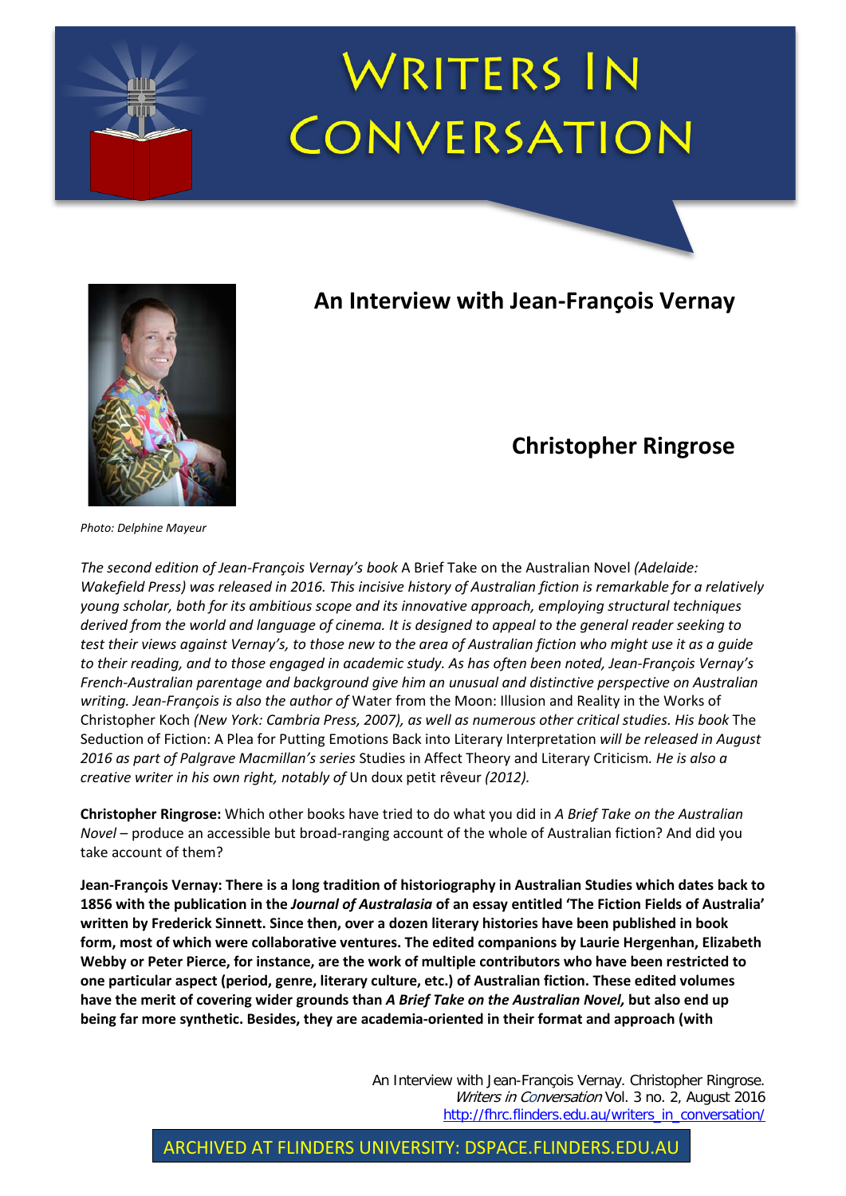# Writers In Conversation

## An Interview with Jean-François Vernay

### Christopher Ringrose

Photo: Delphine Mayeur

*The second edition of Jean-François Vernay's book* A Brief Take on the Australian Novel *(Adelaide: Wakefield Press) was released in 2016. This incisive history of Australian fiction is remarkable for a relatively young scholar, both for its ambitious scope and its innovative approach, employing structural techniques derived from the world and language of cinema. It is designed to appeal to the general reader seeking to test their views against Vernay's, to those new to the area of Australian fiction who might use it as a guide to their reading, and to those engaged in academic study. As has often been noted, Jean-François Vernay's French-Australian parentage and background give him an unusual and distinctive perspective on Australian writing. Jean-François is also the author of* Water from the Moon: Illusion and Reality in the Works of Christopher Koch *(New York: Cambria Press, 2007), as well as numerous other critical studies. His book* The Seduction of Fiction: A Plea for Putting Emotions Back into Literary Interpretation *will be released in August 2016 as part of Palgrave Macmillan's series* Studies in Affect Theory and Literary Criticism*. He is also a creative writer in his own right, notably of* Un doux petit rêveur *(2012).*

**Christopher Ringrose:** Which other books have tried to do what you did in *A Brief Take on the Australian Novel* – produce an accessible but broad-ranging account of the whole of Australian fiction? And did you take account of them?

**Jean-François Vernay: There is a long tradition of historiography in Australian Studies which dates back to 1856 with the publication in the *Journal of Australasia* of an essay entitled 'The Fiction Fields of Australia' written by Frederick Sinnett. Since then, over a dozen literary histories have been published in book form, most of which were collaborative ventures. The edited companions by Laurie Hergenhan, Elizabeth Webby or Peter Pierce, for instance, are the work of multiple contributors who have been restricted to one particular aspect (period, genre, literary culture, etc.) of Australian fiction. These edited volumes have the merit of covering wider grounds than *A Brief Take on the Australian Novel,* but also end up being far more synthetic. Besides, they are academia-oriented in their format and approach (with**

ARCHIVED AT FLINDERS UNIVERSITY: DSPACE.FLINDERS.EDU.AU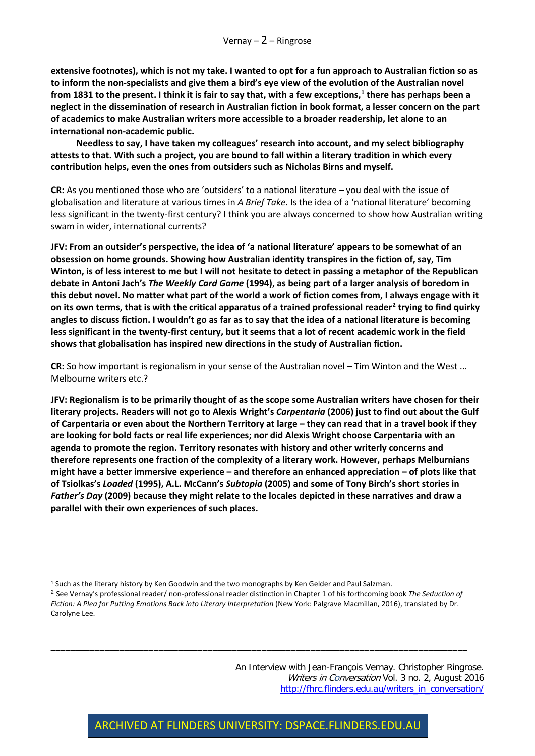**extensive footnotes), which is not my take. I wanted to opt for a fun approach to Australian fiction so as to inform the non-specialists and give them a bird's eye view of the evolution of the Australian novel from 1831 to the present. I think it is fair to say that, with a few exceptions,[1] there has perhaps been a neglect in the dissemination of research in Australian fiction in book format, a lesser concern on the part of academics to make Australian writers more accessible to a broader readership, let alone to an international non-academic public.**

**Needless to say, I have taken my colleagues' research into account, and my select bibliography attests to that. With such a project, you are bound to fall within a literary tradition in which every contribution helps, even the ones from outsiders such as Nicholas Birns and myself.**

**CR:** As you mentioned those who are 'outsiders' to a national literature – you deal with the issue of globalisation and literature at various times in *A Brief Take*. Is the idea of a 'national literature' becoming less significant in the twenty-first century? I think you are always concerned to show how Australian writing swam in wider, international currents?

**JFV: From an outsider's perspective, the idea of 'a national literature' appears to be somewhat of an obsession on home grounds. Showing how Australian identity transpires in the fiction of, say, Tim Winton, is of less interest to me but I will not hesitate to detect in passing a metaphor of the Republican debate in Antoni Jach's *The Weekly Card Game* (1994), as being part of a larger analysis of boredom in this debut novel. No matter what part of the world a work of fiction comes from, I always engage with it on its own terms, that is with the critical apparatus of a trained professional reader[2] trying to find quirky angles to discuss fiction. I wouldn't go as far as to say that the idea of a national literature is becoming less significant in the twenty-first century, but it seems that a lot of recent academic work in the field shows that globalisation has inspired new directions in the study of Australian fiction.**

**CR:** So how important is regionalism in your sense of the Australian novel – Tim Winton and the West ... Melbourne writers etc.?

**JFV: Regionalism is to be primarily thought of as the scope some Australian writers have chosen for their literary projects. Readers will not go to Alexis Wright's *Carpentaria* (2006) just to find out about the Gulf of Carpentaria or even about the Northern Territory at large – they can read that in a travel book if they are looking for bold facts or real life experiences; nor did Alexis Wright choose Carpentaria with an agenda to promote the region. Territory resonates with history and other writerly concerns and therefore represents one fraction of the complexity of a literary work. However, perhaps Melburnians might have a better immersive experience – and therefore an enhanced appreciation – of plots like that of Tsiolkas's *Loaded* (1995), A.L. McCann's *Subtopia* (2005) and some of Tony Birch's short stories in *Father's Day* (2009) because they might relate to the locales depicted in these narratives and draw a parallel with their own experiences of such places.**

---

[1] Such as the literary history by Ken Goodwin and the two monographs by Ken Gelder and Paul Salzman.

[2] See Vernay's professional reader/ non-professional reader distinction in Chapter 1 of his forthcoming book *The Seduction of Fiction: A Plea for Putting Emotions Back into Literary Interpretation* (New York: Palgrave Macmillan, 2016), translated by Dr. Carolyne Lee.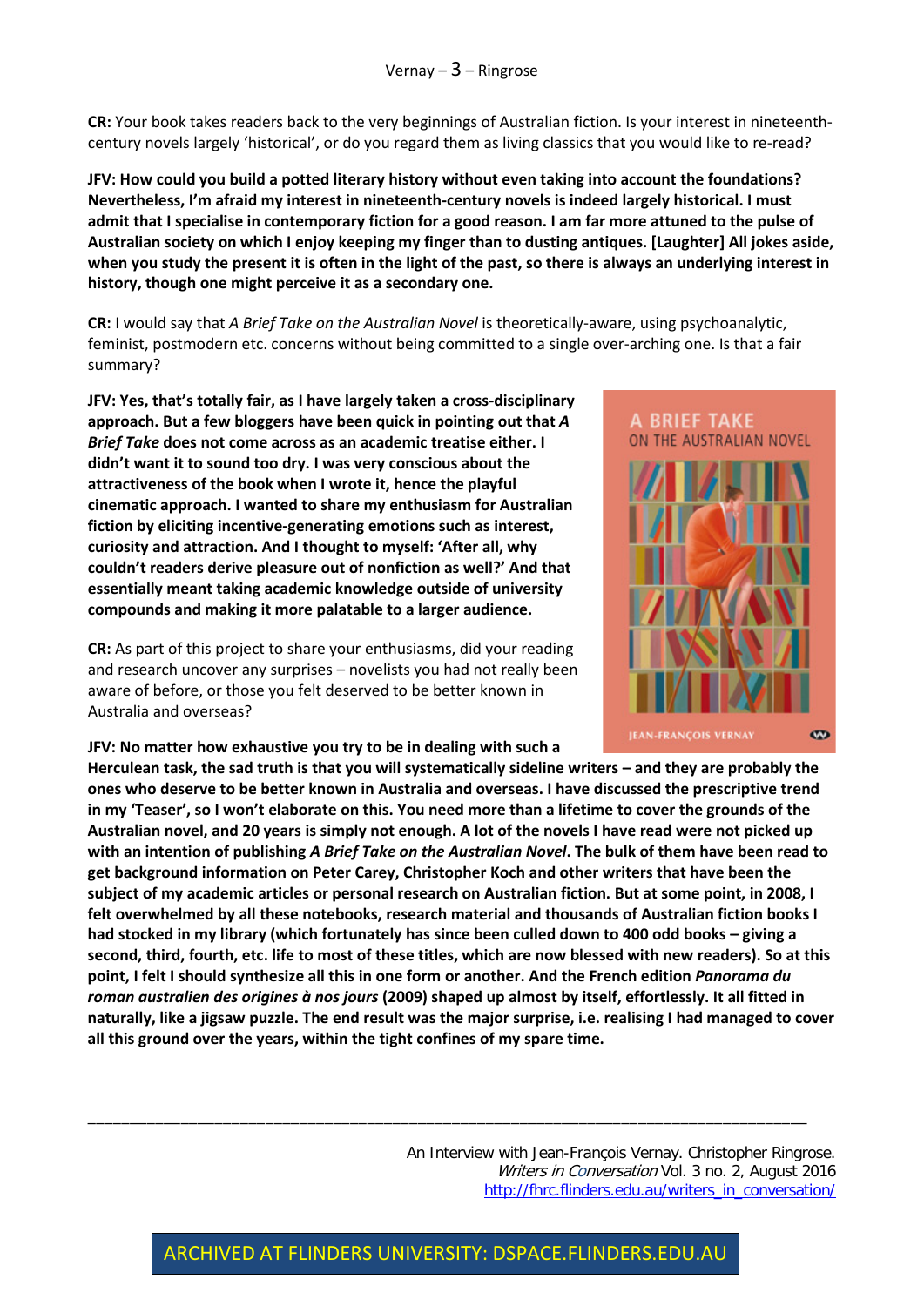**CR:** Your book takes readers back to the very beginnings of Australian fiction. Is your interest in nineteenth-century novels largely 'historical', or do you regard them as living classics that you would like to re-read?

**JFV: How could you build a potted literary history without even taking into account the foundations? Nevertheless, I'm afraid my interest in nineteenth-century novels is indeed largely historical. I must admit that I specialise in contemporary fiction for a good reason. I am far more attuned to the pulse of Australian society on which I enjoy keeping my finger than to dusting antiques. [Laughter] All jokes aside, when you study the present it is often in the light of the past, so there is always an underlying interest in history, though one might perceive it as a secondary one.**

**CR:** I would say that *A Brief Take on the Australian Novel* is theoretically-aware, using psychoanalytic, feminist, postmodern etc. concerns without being committed to a single over-arching one. Is that a fair summary?

**JFV: Yes, that's totally fair, as I have largely taken a cross-disciplinary approach. But a few bloggers have been quick in pointing out that *A Brief Take* does not come across as an academic treatise either. I didn't want it to sound too dry. I was very conscious about the attractiveness of the book when I wrote it, hence the playful cinematic approach. I wanted to share my enthusiasm for Australian fiction by eliciting incentive-generating emotions such as interest, curiosity and attraction. And I thought to myself: 'After all, why couldn't readers derive pleasure out of nonfiction as well?' And that essentially meant taking academic knowledge outside of university compounds and making it more palatable to a larger audience.**

**CR:** As part of this project to share your enthusiasms, did your reading and research uncover any surprises – novelists you had not really been aware of before, or those you felt deserved to be better known in Australia and overseas?

**JFV: No matter how exhaustive you try to be in dealing with such a Herculean task, the sad truth is that you will systematically sideline writers – and they are probably the ones who deserve to be better known in Australia and overseas. I have discussed the prescriptive trend in my 'Teaser', so I won't elaborate on this. You need more than a lifetime to cover the grounds of the Australian novel, and 20 years is simply not enough. A lot of the novels I have read were not picked up with an intention of publishing *A Brief Take on the Australian Novel*. The bulk of them have been read to get background information on Peter Carey, Christopher Koch and other writers that have been the subject of my academic articles or personal research on Australian fiction. But at some point, in 2008, I felt overwhelmed by all these notebooks, research material and thousands of Australian fiction books I had stocked in my library (which fortunately has since been culled down to 400 odd books – giving a second, third, fourth, etc. life to most of these titles, which are now blessed with new readers). So at this point, I felt I should synthesize all this in one form or another. And the French edition *Panorama du roman australien des origines à nos jours* (2009) shaped up almost by itself, effortlessly. It all fitted in naturally, like a jigsaw puzzle. The end result was the major surprise, i.e. realising I had managed to cover all this ground over the years, within the tight confines of my spare time.**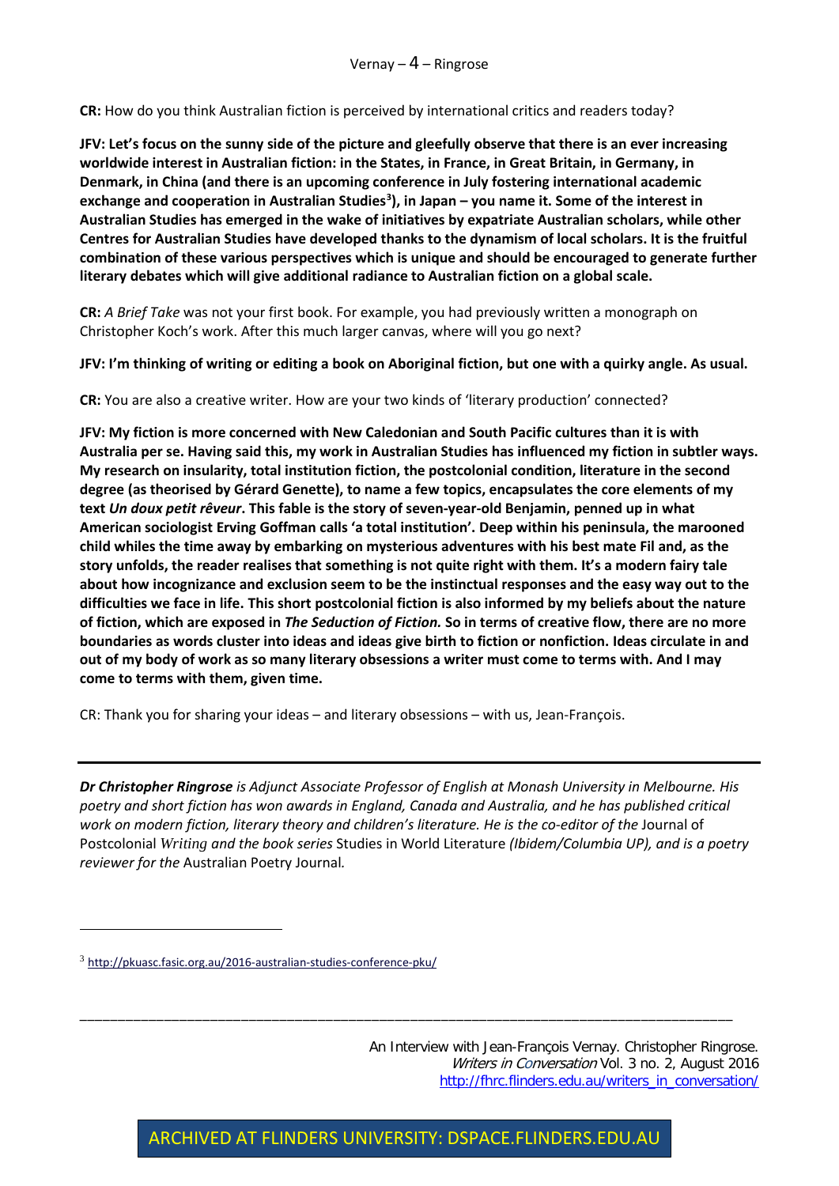**CR:** How do you think Australian fiction is perceived by international critics and readers today?

**JFV: Let's focus on the sunny side of the picture and gleefully observe that there is an ever increasing worldwide interest in Australian fiction: in the States, in France, in Great Britain, in Germany, in Denmark, in China (and there is an upcoming conference in July fostering international academic exchange and cooperation in Australian Studies[3]), in Japan – you name it. Some of the interest in Australian Studies has emerged in the wake of initiatives by expatriate Australian scholars, while other Centres for Australian Studies have developed thanks to the dynamism of local scholars. It is the fruitful combination of these various perspectives which is unique and should be encouraged to generate further literary debates which will give additional radiance to Australian fiction on a global scale.**

**CR:** *A Brief Take* was not your first book. For example, you had previously written a monograph on Christopher Koch's work. After this much larger canvas, where will you go next?

**JFV: I'm thinking of writing or editing a book on Aboriginal fiction, but one with a quirky angle. As usual.**

**CR:** You are also a creative writer. How are your two kinds of 'literary production' connected?

**JFV: My fiction is more concerned with New Caledonian and South Pacific cultures than it is with Australia per se. Having said this, my work in Australian Studies has influenced my fiction in subtler ways. My research on insularity, total institution fiction, the postcolonial condition, literature in the second degree (as theorised by Gérard Genette), to name a few topics, encapsulates the core elements of my text *Un doux petit rêveur*. This fable is the story of seven-year-old Benjamin, penned up in what American sociologist Erving Goffman calls 'a total institution'. Deep within his peninsula, the marooned child whiles the time away by embarking on mysterious adventures with his best mate Fil and, as the story unfolds, the reader realises that something is not quite right with them. It's a modern fairy tale about how incognizance and exclusion seem to be the instinctual responses and the easy way out to the difficulties we face in life. This short postcolonial fiction is also informed by my beliefs about the nature of fiction, which are exposed in *The Seduction of Fiction.* So in terms of creative flow, there are no more boundaries as words cluster into ideas and ideas give birth to fiction or nonfiction. Ideas circulate in and out of my body of work as so many literary obsessions a writer must come to terms with. And I may come to terms with them, given time.**

CR: Thank you for sharing your ideas – and literary obsessions – with us, Jean-François.

---

***Dr Christopher Ringrose** is Adjunct Associate Professor of English at Monash University in Melbourne. His poetry and short fiction has won awards in England, Canada and Australia, and he has published critical work on modern fiction, literary theory and children's literature. He is the co-editor of the* Journal of Postcolonial Writing *and the book series* Studies in World Literature *(Ibidem/Columbia UP), and is a poetry reviewer for the* Australian Poetry Journal*.*

---

[3] http://pkuasc.fasic.org.au/2016-australian-studies-conference-pku/